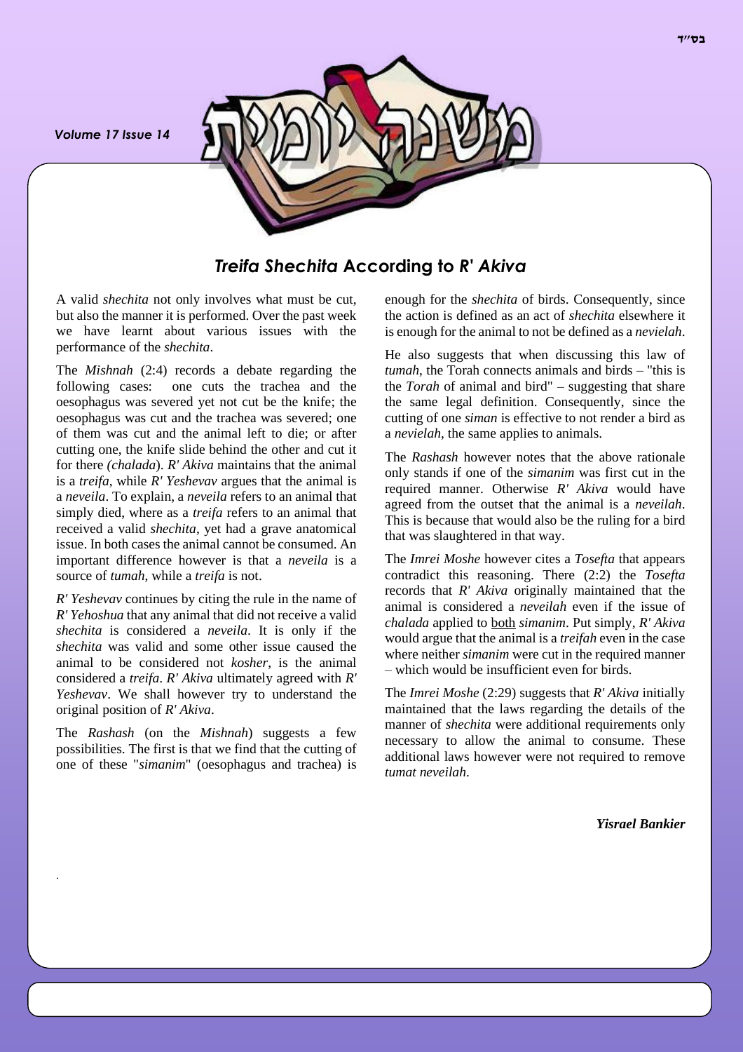## *Treifa Shechita* According to *R' Akiva*

A valid *shechita* not only involves what must be cut, but also the manner it is performed. Over the past week we have learnt about various issues with the performance of the *shechita*.

The *Mishnah* (2:4) records a debate regarding the following cases: one cuts the trachea and the oesophagus was severed yet not cut be the knife; the oesophagus was cut and the trachea was severed; one of them was cut and the animal left to die; or after cutting one, the knife slide behind the other and cut it for there *(chalada*). *R' Akiva* maintains that the animal is a *treifa*, while *R' Yeshevav* argues that the animal is a *neveila*. To explain, a *neveila* refers to an animal that simply died, where as a *treifa* refers to an animal that received a valid *shechita*, yet had a grave anatomical issue. In both cases the animal cannot be consumed. An important difference however is that a *neveila* is a source of *tumah*, while a *treifa* is not.

*R' Yeshevav* continues by citing the rule in the name of *R' Yehoshua* that any animal that did not receive a valid *shechita* is considered a *neveila*. It is only if the *shechita* was valid and some other issue caused the animal to be considered not *kosher*, is the animal considered a *treifa*. *R' Akiva* ultimately agreed with *R' Yeshevav*. We shall however try to understand the original position of *R' Akiva*.

The *Rashash* (on the *Mishnah*) suggests a few possibilities. The first is that we find that the cutting of one of these "*simanim*" (oesophagus and trachea) is enough for the *shechita* of birds. Consequently, since the action is defined as an act of *shechita* elsewhere it is enough for the animal to not be defined as a *nevielah*.

He also suggests that when discussing this law of *tumah*, the Torah connects animals and birds – "this is the *Torah* of animal and bird" – suggesting that share the same legal definition. Consequently, since the cutting of one *siman* is effective to not render a bird as a *nevielah*, the same applies to animals.

The *Rashash* however notes that the above rationale only stands if one of the *simanim* was first cut in the required manner. Otherwise *R' Akiva* would have agreed from the outset that the animal is a *neveilah*. This is because that would also be the ruling for a bird that was slaughtered in that way.

The *Imrei Moshe* however cites a *Tosefta* that appears contradict this reasoning. There (2:2) the *Tosefta* records that *R' Akiva* originally maintained that the animal is considered a *neveilah* even if the issue of *chalada* applied to both *simanim*. Put simply, *R' Akiva* would argue that the animal is a *treifah* even in the case where neither *simanim* were cut in the required manner – which would be insufficient even for birds.

The *Imrei Moshe* (2:29) suggests that *R' Akiva* initially maintained that the laws regarding the details of the manner of *shechita* were additional requirements only necessary to allow the animal to consume. These additional laws however were not required to remove *tumat neveilah*.

***Yisrael Bankier***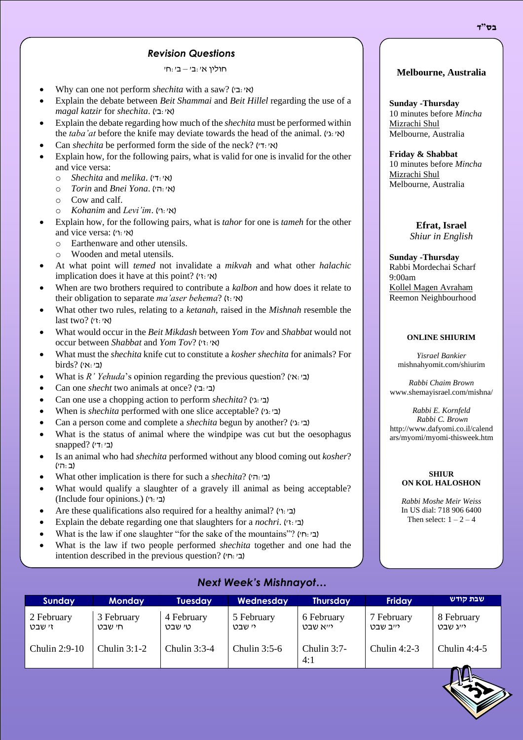## *Revision Questions*

חולין א׳:ב׳ – ב׳:ח׳

- Why can one not perform *shechita* with a saw? (א׳:ב׳)
- Explain the debate between *Beit Shammai* and *Beit Hillel* regarding the use of a *magal katzir* for *shechita*. (א׳:ב׳)
- Explain the debate regarding how much of the *shechita* must be performed within the *taba'at* before the knife may deviate towards the head of the animal. (א׳:ג׳)
- Can *shechita* be performed form the side of the neck? (א׳:ד׳)
- Explain how, for the following pairs, what is valid for one is invalid for the other and vice versa:
  - *Shechita* and *melika*. (א׳:ד׳)
  - *Torin* and *Bnei Yona*. (א׳:ה׳)
  - Cow and calf.
  - *Kohanim* and *Levi'im*. (א׳:ו׳)
- Explain how, for the following pairs, what is *tahor* for one is *tameh* for the other and vice versa: (א׳:ו׳)
  - Earthenware and other utensils.
  - Wooden and metal utensils.
- At what point will *temed* not invalidate a *mikvah* and what other *halachic* implication does it have at this point? (א׳:ו׳)
- When are two brothers required to contribute a *kalbon* and how does it relate to their obligation to separate *ma'aser behema*? (א׳:ז׳)
- What other two rules, relating to a *ketanah*, raised in the *Mishnah* resemble the last two? (א׳:ז׳)
- What would occur in the *Beit Mikdash* between *Yom Tov* and *Shabbat* would not occur between *Shabbat* and *Yom Tov*? (א׳:ז׳)
- What must the *shechita* knife cut to constitute a *kosher shechita* for animals? For birds? (ב׳:א׳)
- What is *R' Yehuda*'s opinion regarding the previous question? (ב׳:א׳)
- Can one *shecht* two animals at once? (ב׳:ב׳)
- Can one use a chopping action to perform *shechita*? (ב׳:ג׳)
- When is *shechita* performed with one slice acceptable? (ב׳:ג׳)
- Can a person come and complete a *shechita* begun by another? (ב׳:ג׳)
- What is the status of animal where the windpipe was cut but the oesophagus snapped? (ב׳:ד׳)
- Is an animal who had *shechita* performed without any blood coming out *kosher*? (ב:ה׳)
- What other implication is there for such a *shechita*? (ב׳:ה׳)
- What would qualify a slaughter of a gravely ill animal as being acceptable? (Include four opinions.) (ב׳:ו׳)
- Are these qualifications also required for a healthy animal? (ב׳:ו׳)
- Explain the debate regarding one that slaughters for a *nochri*. (ב׳:ז׳)
- What is the law if one slaughter "for the sake of the mountains"? (ב׳:ח׳)
- What is the law if two people performed *shechita* together and one had the intention described in the previous question? (ב׳:ח׳)

**Melbourne, Australia**

**Sunday -Thursday**
10 minutes before *Mincha*
Mizrachi Shul
Melbourne, Australia

**Friday & Shabbat**
10 minutes before *Mincha*
Mizrachi Shul
Melbourne, Australia

**Efrat, Israel**
*Shiur in English*

**Sunday -Thursday**
Rabbi Mordechai Scharf
9:00am
Kollel Magen Avraham
Reemon Neighbourhood

**ONLINE SHIURIM**

*Yisrael Bankier*
mishnahyomit.com/shiurim

*Rabbi Chaim Brown*
www.shemayisrael.com/mishna/

*Rabbi E. Kornfeld*
*Rabbi C. Brown*
http://www.dafyomi.co.il/calendars/myomi/myomi-thisweek.htm

**SHIUR ON KOL HALOSHON**

*Rabbi Moshe Meir Weiss*
In US dial: 718 906 6400
Then select: 1 – 2 – 4

## *Next Week's Mishnayot…*

| Sunday | Monday | Tuesday | Wednesday | Thursday | Friday | שבת קודש |
|---|---|---|---|---|---|---|
| 2 February<br>ז׳ שבט | 3 February<br>ח׳ שבט | 4 February<br>ט׳ שבט | 5 February<br>י׳ שבט | 6 February<br>י״א שבט | 7 February<br>י״ב שבט | 8 February<br>י״ג שבט |
| Chulin 2:9-10 | Chulin 3:1-2 | Chulin 3:3-4 | Chulin 3:5-6 | Chulin 3:7-4:1 | Chulin 4:2-3 | Chulin 4:4-5 |